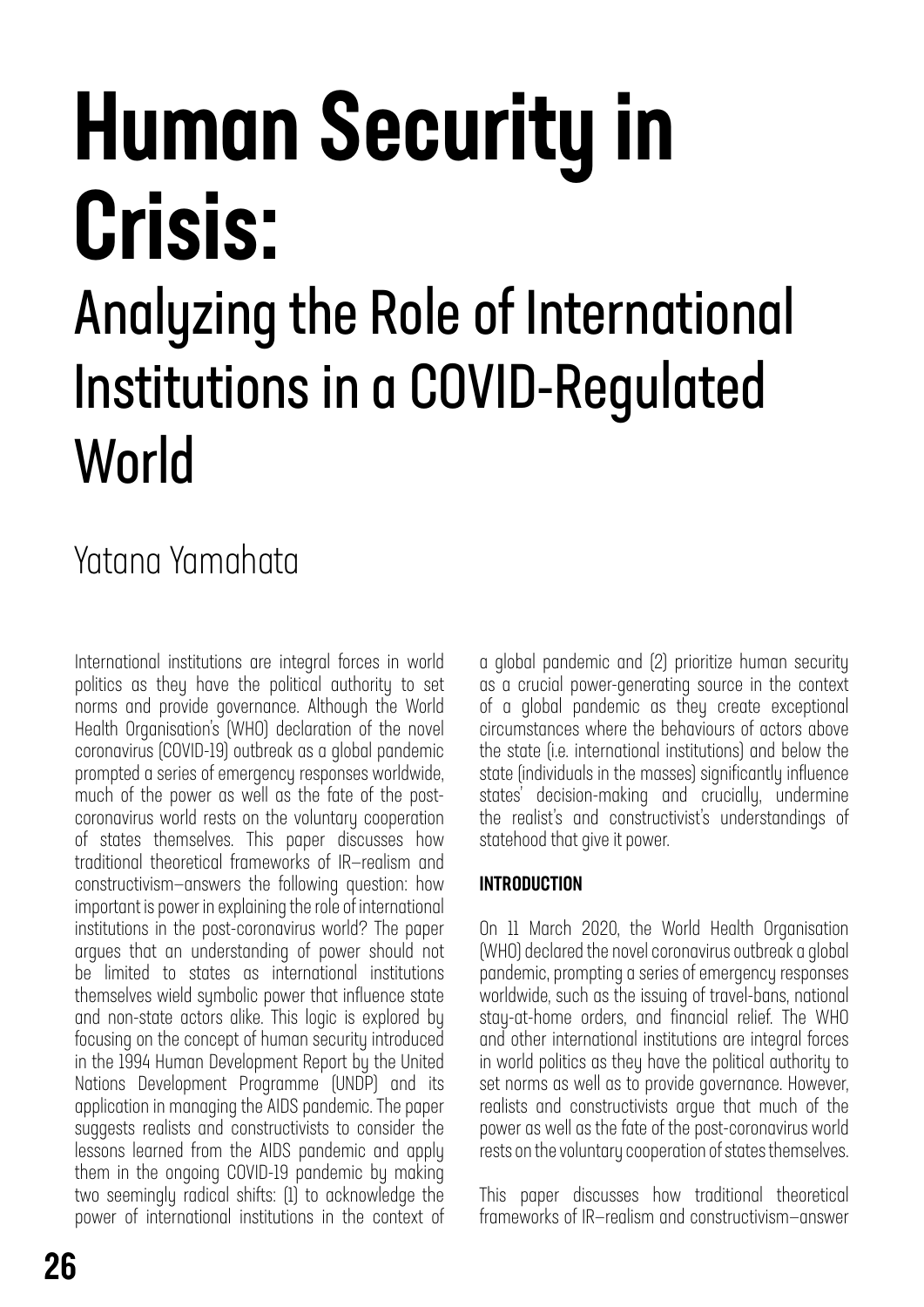# Human Security in Crisis:

## Analyzing the Role of International Institutions in a COVID-Regulated World

Yatana Yamahata

International institutions are integral forces in world politics as they have the political authority to set norms and provide governance. Although the World Health Organisation's (WHO) declaration of the novel coronavirus (COVID-19) outbreak as a global pandemic prompted a series of emergency responses worldwide, much of the power as well as the fate of the post-coronavirus world rests on the voluntary cooperation of states themselves. This paper discusses how traditional theoretical frameworks of IR—realism and constructivism—answers the following question: how important is power in explaining the role of international institutions in the post-coronavirus world? The paper argues that an understanding of power should not be limited to states as international institutions themselves wield symbolic power that influence state and non-state actors alike. This logic is explored by focusing on the concept of human security introduced in the 1994 Human Development Report by the United Nations Development Programme (UNDP) and its application in managing the AIDS pandemic. The paper suggests realists and constructivists to consider the lessons learned from the AIDS pandemic and apply them in the ongoing COVID-19 pandemic by making two seemingly radical shifts: (1) to acknowledge the power of international institutions in the context of a global pandemic and (2) prioritize human security as a crucial power-generating source in the context of a global pandemic as they create exceptional circumstances where the behaviours of actors above the state (i.e. international institutions) and below the state (individuals in the masses) significantly influence states' decision-making and crucially, undermine the realist's and constructivist's understandings of statehood that give it power.

### INTRODUCTION

On 11 March 2020, the World Health Organisation (WHO) declared the novel coronavirus outbreak a global pandemic, prompting a series of emergency responses worldwide, such as the issuing of travel-bans, national stay-at-home orders, and financial relief. The WHO and other international institutions are integral forces in world politics as they have the political authority to set norms as well as to provide governance. However, realists and constructivists argue that much of the power as well as the fate of the post-coronavirus world rests on the voluntary cooperation of states themselves.

This paper discusses how traditional theoretical frameworks of IR—realism and constructivism—answer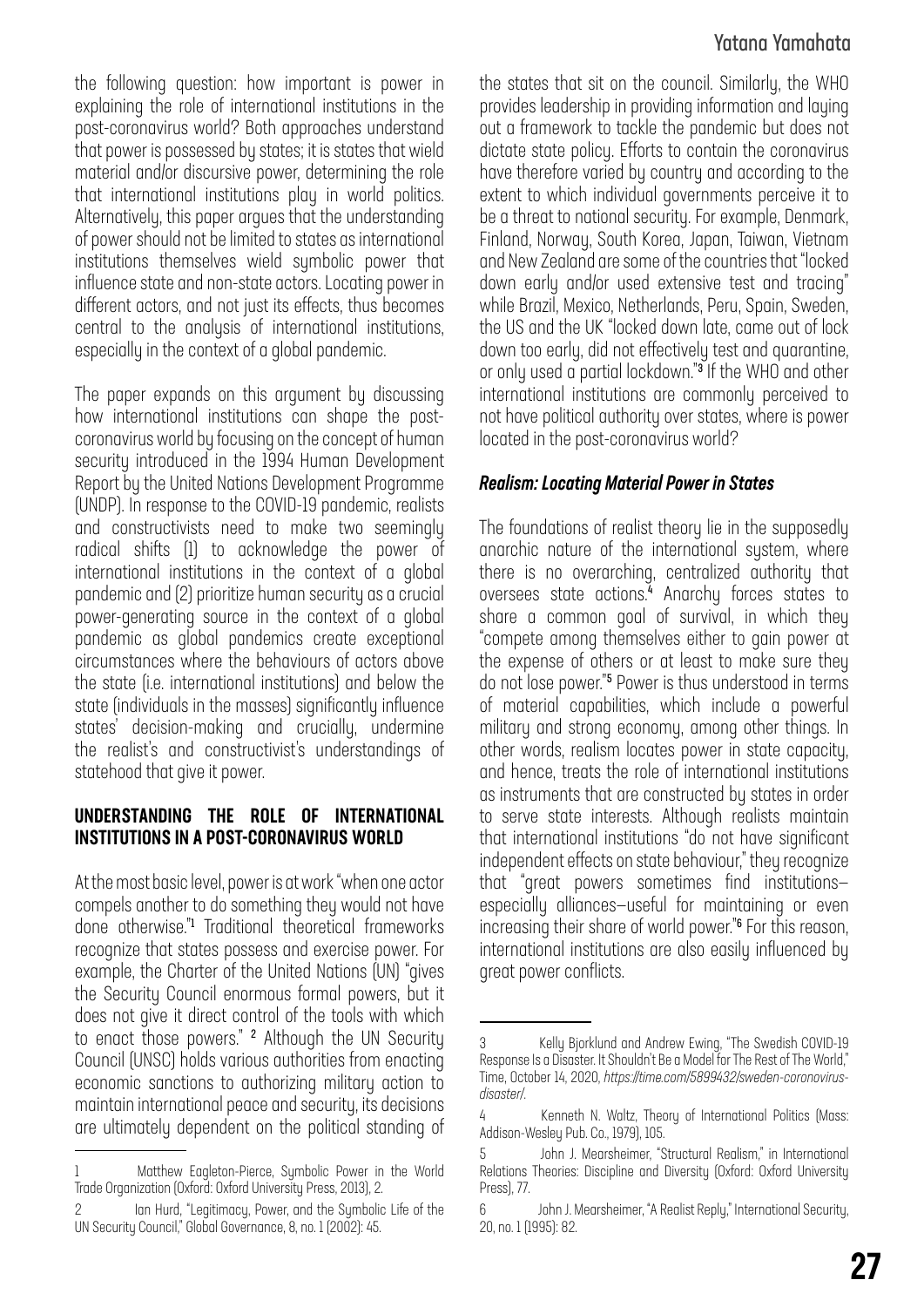the following question: how important is power in explaining the role of international institutions in the post-coronavirus world? Both approaches understand that power is possessed by states; it is states that wield material and/or discursive power, determining the role that international institutions play in world politics. Alternatively, this paper argues that the understanding of power should not be limited to states as international institutions themselves wield symbolic power that influence state and non-state actors. Locating power in different actors, and not just its effects, thus becomes central to the analysis of international institutions, especially in the context of a global pandemic.

The paper expands on this argument by discussing how international institutions can shape the post-coronavirus world by focusing on the concept of human security introduced in the 1994 Human Development Report by the United Nations Development Programme (UNDP). In response to the COVID-19 pandemic, realists and constructivists need to make two seemingly radical shifts (1) to acknowledge the power of international institutions in the context of a global pandemic and (2) prioritize human security as a crucial power-generating source in the context of a global pandemic as global pandemics create exceptional circumstances where the behaviours of actors above the state (i.e. international institutions) and below the state (individuals in the masses) significantly influence states' decision-making and crucially, undermine the realist's and constructivist's understandings of statehood that give it power.

## UNDERSTANDING THE ROLE OF INTERNATIONAL INSTITUTIONS IN A POST-CORONAVIRUS WORLD

At the most basic level, power is at work "when one actor compels another to do something they would not have done otherwise."[1] Traditional theoretical frameworks recognize that states possess and exercise power. For example, the Charter of the United Nations (UN) "gives the Security Council enormous formal powers, but it does not give it direct control of the tools with which to enact those powers." [2] Although the UN Security Council (UNSC) holds various authorities from enacting economic sanctions to authorizing military action to maintain international peace and security, its decisions are ultimately dependent on the political standing of the states that sit on the council. Similarly, the WHO provides leadership in providing information and laying out a framework to tackle the pandemic but does not dictate state policy. Efforts to contain the coronavirus have therefore varied by country and according to the extent to which individual governments perceive it to be a threat to national security. For example, Denmark, Finland, Norway, South Korea, Japan, Taiwan, Vietnam and New Zealand are some of the countries that "locked down early and/or used extensive test and tracing" while Brazil, Mexico, Netherlands, Peru, Spain, Sweden, the US and the UK "locked down late, came out of lock down too early, did not effectively test and quarantine, or only used a partial lockdown."[3] If the WHO and other international institutions are commonly perceived to not have political authority over states, where is power located in the post-coronavirus world?

### *Realism: Locating Material Power in States*

The foundations of realist theory lie in the supposedly anarchic nature of the international system, where there is no overarching, centralized authority that oversees state actions.[4] Anarchy forces states to share a common goal of survival, in which they "compete among themselves either to gain power at the expense of others or at least to make sure they do not lose power."[5] Power is thus understood in terms of material capabilities, which include a powerful military and strong economy, among other things. In other words, realism locates power in state capacity, and hence, treats the role of international institutions as instruments that are constructed by states in order to serve state interests. Although realists maintain that international institutions "do not have significant independent effects on state behaviour," they recognize that "great powers sometimes find institutions—especially alliances—useful for maintaining or even increasing their share of world power."[6] For this reason, international institutions are also easily influenced by great power conflicts.

---

1 Matthew Eagleton-Pierce, Symbolic Power in the World Trade Organization (Oxford: Oxford University Press, 2013), 2.

2 Ian Hurd, "Legitimacy, Power, and the Symbolic Life of the UN Security Council," Global Governance, 8, no. 1 (2002): 45.

3 Kelly Bjorklund and Andrew Ewing, "The Swedish COVID-19 Response Is a Disaster. It Shouldn't Be a Model for The Rest of The World," Time, October 14, 2020, *https://time.com/5899432/sweden-coronavirus-disaster/*.

4 Kenneth N. Waltz, Theory of International Politics (Mass: Addison-Wesley Pub. Co., 1979), 105.

5 John J. Mearsheimer, "Structural Realism," in International Relations Theories: Discipline and Diversity (Oxford: Oxford University Press), 77.

6 John J. Mearsheimer, "A Realist Reply," International Security, 20, no. 1 (1995): 82.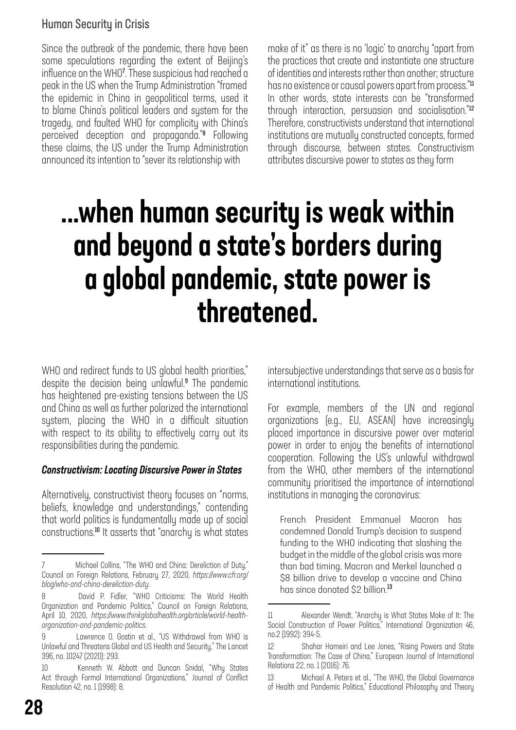Since the outbreak of the pandemic, there have been some speculations regarding the extent of Beijing's influence on the WHO[7]. These suspicious had reached a peak in the US when the Trump Administration "framed the epidemic in China in geopolitical terms, used it to blame China's political leaders and system for the tragedy, and faulted WHO for complicity with China's perceived deception and propaganda."[8] Following these claims, the US under the Trump Administration announced its intention to "sever its relationship with WHO and redirect funds to US global health priorities," despite the decision being unlawful.[9] The pandemic has heightened pre-existing tensions between the US and China as well as further polarized the international system, placing the WHO in a difficult situation with respect to its ability to effectively carry out its responsibilities during the pandemic.

## ...when human security is weak within and beyond a state's borders during a global pandemic, state power is threatened.

### *Constructivism: Locating Discursive Power in States*

Alternatively, constructivist theory focuses on "norms, beliefs, knowledge and understandings," contending that world politics is fundamentally made up of social constructions.[10] It asserts that "anarchy is what states make of it" as there is no 'logic' to anarchy "apart from the practices that create and instantiate one structure of identities and interests rather than another; structure has no existence or causal powers apart from process."[11] In other words, state interests can be "transformed through interaction, persuasion and socialisation."[12] Therefore, constructivists understand that international institutions are mutually constructed concepts, formed through discourse, between states. Constructivism attributes discursive power to states as they form intersubjective understandings that serve as a basis for international institutions.

For example, members of the UN and regional organizations (e.g., EU, ASEAN) have increasingly placed importance in discursive power over material power in order to enjoy the benefits of international cooperation. Following the US's unlawful withdrawal from the WHO, other members of the international community prioritised the importance of international institutions in managing the coronavirus:

> French President Emmanuel Macron has condemned Donald Trump's decision to suspend funding to the WHO indicating that slashing the budget in the middle of the global crisis was more than bad timing. Macron and Merkel launched a $8 billion drive to develop a vaccine and China has since donated $2 billion.[13]

---

7 Michael Collins, "The WHO and China: Dereliction of Duty," Council on Foreign Relations, February 27, 2020, *https://www.cfr.org/blog/who-and-china-dereliction-duty*.

8 David P. Fidler, "WHO Criticisms: The World Health Organization and Pandemic Politics," Council on Foreign Relations, April 10, 2020, *https://www.thinkglobalhealth.org/article/world-health-organization-and-pandemic-politics*.

9 Lawrence O. Gostin et al., "US Withdrawal from WHO is Unlawful and Threatens Global and US Health and Security," The Lancet 396, no. 10247 (2020): 293.

10 Kenneth W. Abbott and Duncan Snidal, "Why States Act through Formal International Organizations," Journal of Conflict Resolution 42, no. 1 (1998): 8.

11 Alexander Wendt, "Anarchy is What States Make of It: The Social Construction of Power Politics," International Organization 46, no.2 (1992): 394-5.

12 Shahar Hameiri and Lee Jones, "Rising Powers and State Transformation: The Case of China," European Journal of International Relations 22, no. 1 (2016): 76.

13 Michael A. Peters et al., "The WHO, the Global Governance of Health and Pandemic Politics," Educational Philosophy and Theory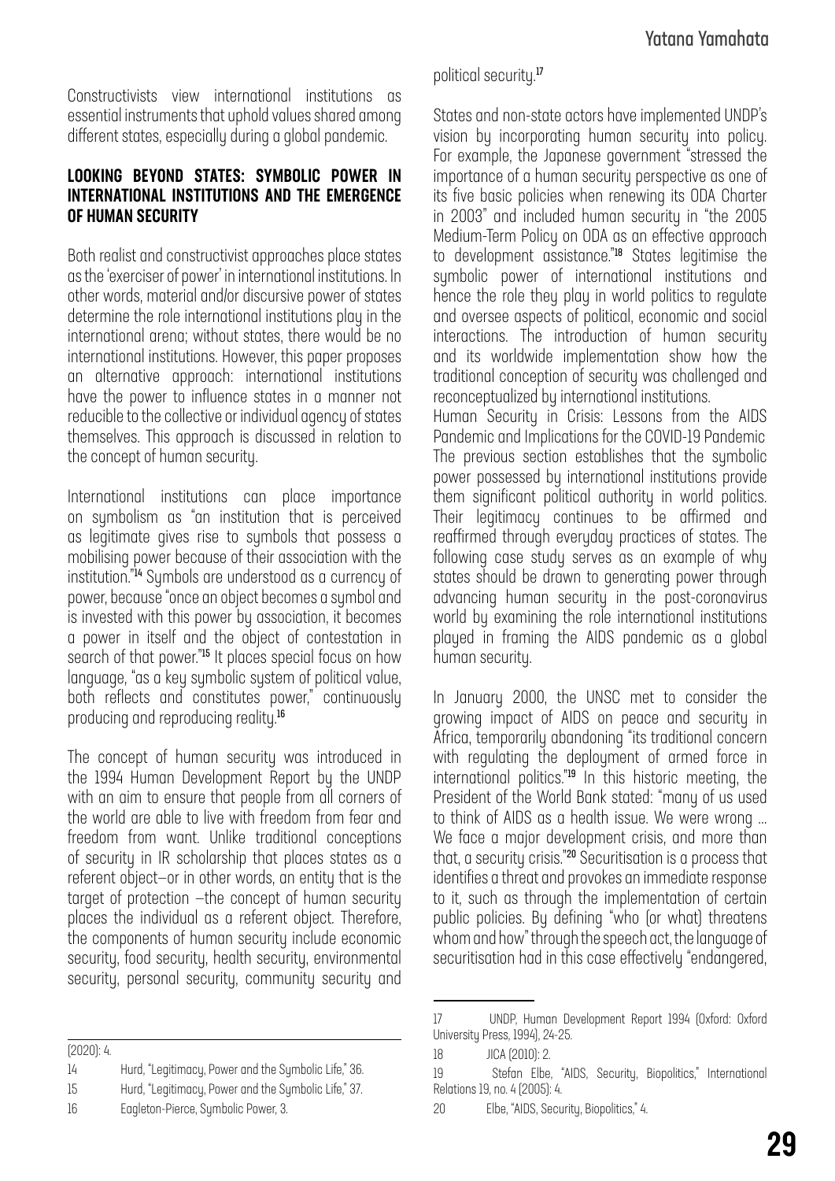Constructivists view international institutions as essential instruments that uphold values shared among different states, especially during a global pandemic.

## LOOKING BEYOND STATES: SYMBOLIC POWER IN INTERNATIONAL INSTITUTIONS AND THE EMERGENCE OF HUMAN SECURITY

Both realist and constructivist approaches place states as the 'exerciser of power' in international institutions. In other words, material and/or discursive power of states determine the role international institutions play in the international arena; without states, there would be no international institutions. However, this paper proposes an alternative approach: international institutions have the power to influence states in a manner not reducible to the collective or individual agency of states themselves. This approach is discussed in relation to the concept of human security.

International institutions can place importance on symbolism as "an institution that is perceived as legitimate gives rise to symbols that possess a mobilising power because of their association with the institution."[14] Symbols are understood as a currency of power, because "once an object becomes a symbol and is invested with this power by association, it becomes a power in itself and the object of contestation in search of that power."[15] It places special focus on how language, "as a key symbolic system of political value, both reflects and constitutes power," continuously producing and reproducing reality.[16]

The concept of human security was introduced in the 1994 Human Development Report by the UNDP with an aim to ensure that people from all corners of the world are able to live with freedom from fear and freedom from want. Unlike traditional conceptions of security in IR scholarship that places states as a referent object—or in other words, an entity that is the target of protection —the concept of human security places the individual as a referent object. Therefore, the components of human security include economic security, food security, health security, environmental security, personal security, community security and political security.[17]

States and non-state actors have implemented UNDP's vision by incorporating human security into policy. For example, the Japanese government "stressed the importance of a human security perspective as one of its five basic policies when renewing its ODA Charter in 2003" and included human security in "the 2005 Medium-Term Policy on ODA as an effective approach to development assistance."[18] States legitimise the symbolic power of international institutions and hence the role they play in world politics to regulate and oversee aspects of political, economic and social interactions. The introduction of human security and its worldwide implementation show how the traditional conception of security was challenged and reconceptualized by international institutions.

## Human Security in Crisis: Lessons from the AIDS Pandemic and Implications for the COVID-19 Pandemic

The previous section establishes that the symbolic power possessed by international institutions provide them significant political authority in world politics. Their legitimacy continues to be affirmed and reaffirmed through everyday practices of states. The following case study serves as an example of why states should be drawn to generating power through advancing human security in the post-coronavirus world by examining the role international institutions played in framing the AIDS pandemic as a global human security.

In January 2000, the UNSC met to consider the growing impact of AIDS on peace and security in Africa, temporarily abandoning "its traditional concern with regulating the deployment of armed force in international politics."[19] In this historic meeting, the President of the World Bank stated: "many of us used to think of AIDS as a health issue. We were wrong ... We face a major development crisis, and more than that, a security crisis."[20] Securitisation is a process that identifies a threat and provokes an immediate response to it, such as through the implementation of certain public policies. By defining "who (or what) threatens whom and how" through the speech act, the language of securitisation had in this case effectively "endangered,

---

(2020): 4.

14 Hurd, "Legitimacy, Power and the Symbolic Life," 36.

15 Hurd, "Legitimacy, Power and the Symbolic Life," 37.

16 Eagleton-Pierce, Symbolic Power, 3.

17 UNDP, Human Development Report 1994 (Oxford: Oxford University Press, 1994), 24-25.

18 JICA (2010): 2.

19 Stefan Elbe, "AIDS, Security, Biopolitics," International Relations 19, no. 4 (2005): 4.

20 Elbe, "AIDS, Security, Biopolitics," 4.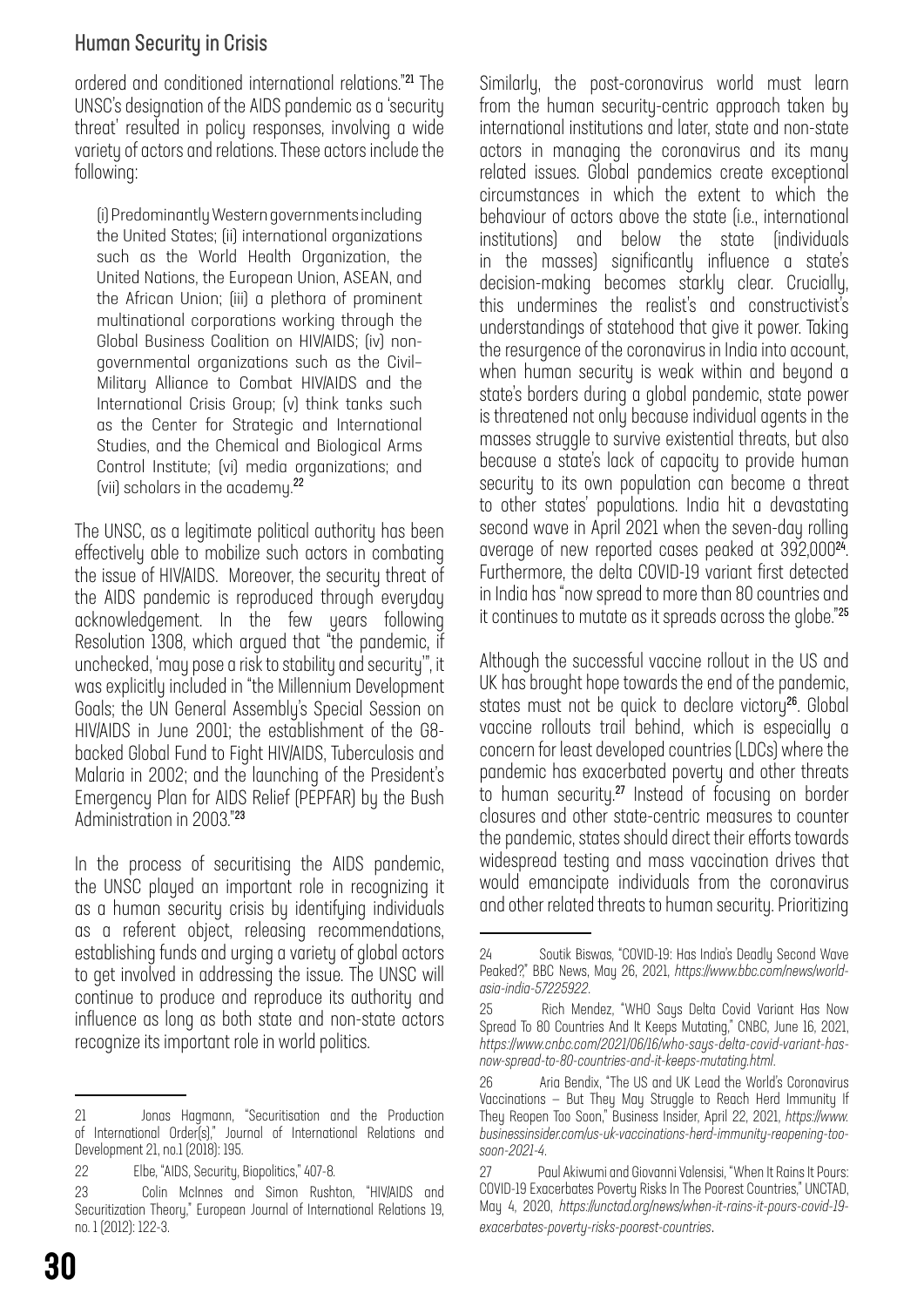ordered and conditioned international relations."[21] The UNSC's designation of the AIDS pandemic as a 'security threat' resulted in policy responses, involving a wide variety of actors and relations. These actors include the following:

> (i) Predominantly Western governments including the United States; (ii) international organizations such as the World Health Organization, the United Nations, the European Union, ASEAN, and the African Union; (iii) a plethora of prominent multinational corporations working through the Global Business Coalition on HIV/AIDS; (iv) non-governmental organizations such as the Civil–Military Alliance to Combat HIV/AIDS and the International Crisis Group; (v) think tanks such as the Center for Strategic and International Studies, and the Chemical and Biological Arms Control Institute; (vi) media organizations; and (vii) scholars in the academy.[22]

The UNSC, as a legitimate political authority has been effectively able to mobilize such actors in combating the issue of HIV/AIDS. Moreover, the security threat of the AIDS pandemic is reproduced through everyday acknowledgement. In the few years following Resolution 1308, which argued that "the pandemic, if unchecked, 'may pose a risk to stability and security'", it was explicitly included in "the Millennium Development Goals; the UN General Assembly's Special Session on HIV/AIDS in June 2001; the establishment of the G8-backed Global Fund to Fight HIV/AIDS, Tuberculosis and Malaria in 2002; and the launching of the President's Emergency Plan for AIDS Relief (PEPFAR) by the Bush Administration in 2003."[23]

In the process of securitising the AIDS pandemic, the UNSC played an important role in recognizing it as a human security crisis by identifying individuals as a referent object, releasing recommendations, establishing funds and urging a variety of global actors to get involved in addressing the issue. The UNSC will continue to produce and reproduce its authority and influence as long as both state and non-state actors recognize its important role in world politics.

Similarly, the post-coronavirus world must learn from the human security-centric approach taken by international institutions and later, state and non-state actors in managing the coronavirus and its many related issues. Global pandemics create exceptional circumstances in which the extent to which the behaviour of actors above the state (i.e., international institutions) and below the state (individuals in the masses) significantly influence a state's decision-making becomes starkly clear. Crucially, this undermines the realist's and constructivist's understandings of statehood that give it power. Taking the resurgence of the coronavirus in India into account, when human security is weak within and beyond a state's borders during a global pandemic, state power is threatened not only because individual agents in the masses struggle to survive existential threats, but also because a state's lack of capacity to provide human security to its own population can become a threat to other states' populations. India hit a devastating second wave in April 2021 when the seven-day rolling average of new reported cases peaked at 392,000[24]. Furthermore, the delta COVID-19 variant first detected in India has "now spread to more than 80 countries and it continues to mutate as it spreads across the globe."[25]

Although the successful vaccine rollout in the US and UK has brought hope towards the end of the pandemic, states must not be quick to declare victory[26]. Global vaccine rollouts trail behind, which is especially a concern for least developed countries (LDCs) where the pandemic has exacerbated poverty and other threats to human security.[27] Instead of focusing on border closures and other state-centric measures to counter the pandemic, states should direct their efforts towards widespread testing and mass vaccination drives that would emancipate individuals from the coronavirus and other related threats to human security. Prioritizing

---

21 Jonas Hagmann, "Securitisation and the Production of International Order(s)," Journal of International Relations and Development 21, no.1 (2018): 195.

22 Elbe, "AIDS, Security, Biopolitics," 407-8.

23 Colin McInnes and Simon Rushton, "HIV/AIDS and Securitization Theory," European Journal of International Relations 19, no. 1 (2012): 122-3.

24 Soutik Biswas, "COVID-19: Has India's Deadly Second Wave Peaked?," BBC News, May 26, 2021, *https://www.bbc.com/news/world-asia-india-57225922*.

25 Rich Mendez, "WHO Says Delta Covid Variant Has Now Spread To 80 Countries And It Keeps Mutating," CNBC, June 16, 2021, *https://www.cnbc.com/2021/06/16/who-says-delta-covid-variant-has-now-spread-to-80-countries-and-it-keeps-mutating.html*.

26 Aria Bendix, "The US and UK Lead the World's Coronavirus Vaccinations – But They May Struggle to Reach Herd Immunity If They Reopen Too Soon," Business Insider, April 22, 2021, *https://www.businessinsider.com/us-uk-vaccinations-herd-immunity-reopening-too-soon-2021-4*.

27 Paul Akiwumi and Giovanni Valensisi, "When It Rains It Pours: COVID-19 Exacerbates Poverty Risks In The Poorest Countries," UNCTAD, May 4, 2020, *https://unctad.org/news/when-it-rains-it-pours-covid-19-exacerbates-poverty-risks-poorest-countries*.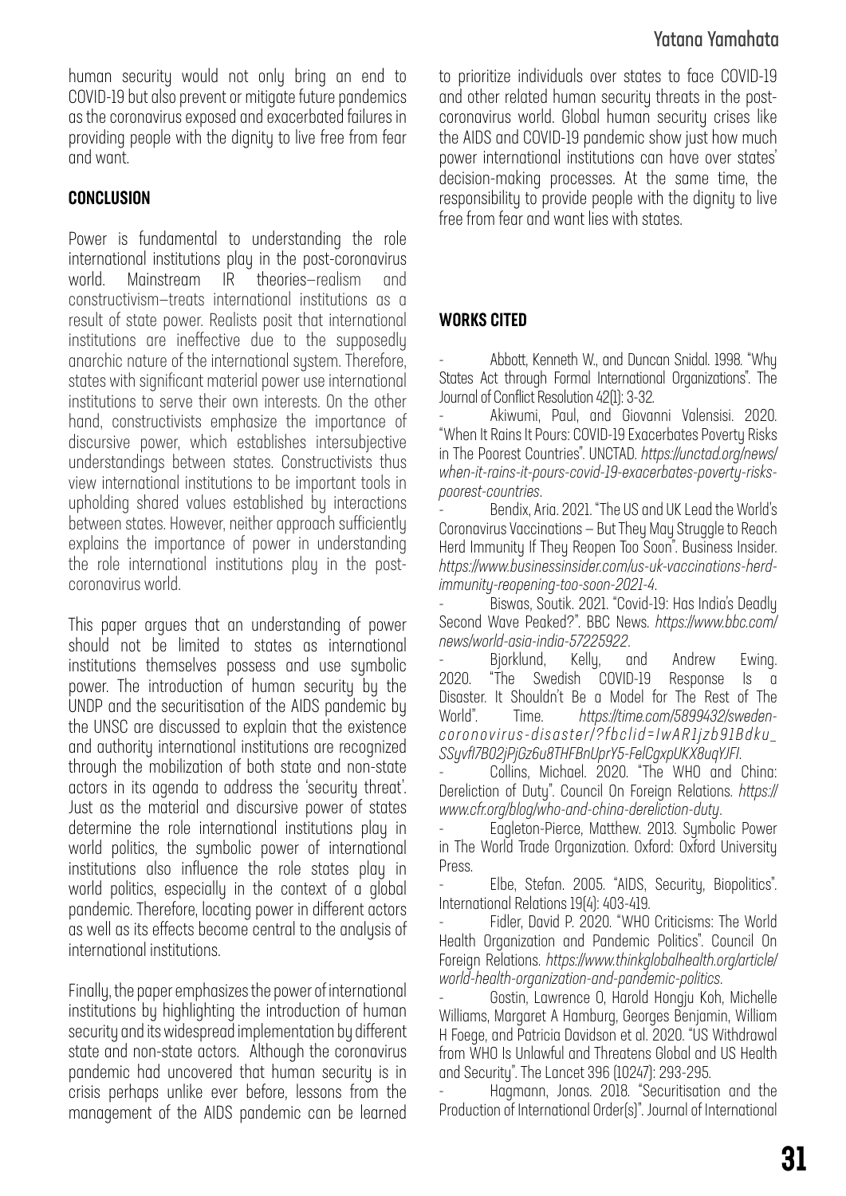human security would not only bring an end to COVID-19 but also prevent or mitigate future pandemics as the coronavirus exposed and exacerbated failures in providing people with the dignity to live free from fear and want.

## CONCLUSION

Power is fundamental to understanding the role international institutions play in the post-coronavirus world. Mainstream IR theories—realism and constructivism—treats international institutions as a result of state power. Realists posit that international institutions are ineffective due to the supposedly anarchic nature of the international system. Therefore, states with significant material power use international institutions to serve their own interests. On the other hand, constructivists emphasize the importance of discursive power, which establishes intersubjective understandings between states. Constructivists thus view international institutions to be important tools in upholding shared values established by interactions between states. However, neither approach sufficiently explains the importance of power in understanding the role international institutions play in the post-coronavirus world.

This paper argues that an understanding of power should not be limited to states as international institutions themselves possess and use symbolic power. The introduction of human security by the UNDP and the securitisation of the AIDS pandemic by the UNSC are discussed to explain that the existence and authority international institutions are recognized through the mobilization of both state and non-state actors in its agenda to address the 'security threat'. Just as the material and discursive power of states determine the role international institutions play in world politics, the symbolic power of international institutions also influence the role states play in world politics, especially in the context of a global pandemic. Therefore, locating power in different actors as well as its effects become central to the analysis of international institutions.

Finally, the paper emphasizes the power of international institutions by highlighting the introduction of human security and its widespread implementation by different state and non-state actors. Although the coronavirus pandemic had uncovered that human security is in crisis perhaps unlike ever before, lessons from the management of the AIDS pandemic can be learned to prioritize individuals over states to face COVID-19 and other related human security threats in the post-coronavirus world. Global human security crises like the AIDS and COVID-19 pandemic show just how much power international institutions can have over states' decision-making processes. At the same time, the responsibility to provide people with the dignity to live free from fear and want lies with states.

## WORKS CITED

- Abbott, Kenneth W., and Duncan Snidal. 1998. "Why States Act through Formal International Organizations". The Journal of Conflict Resolution 42(1): 3-32.
- Akiwumi, Paul, and Giovanni Valensisi. 2020. "When It Rains It Pours: COVID-19 Exacerbates Poverty Risks in The Poorest Countries". UNCTAD. *https://unctad.org/news/when-it-rains-it-pours-covid-19-exacerbates-poverty-risks-poorest-countries*.
- Bendix, Aria. 2021. "The US and UK Lead the World's Coronavirus Vaccinations – But They May Struggle to Reach Herd Immunity If They Reopen Too Soon". Business Insider. *https://www.businessinsider.com/us-uk-vaccinations-herd-immunity-reopening-too-soon-2021-4*.
- Biswas, Soutik. 2021. "Covid-19: Has India's Deadly Second Wave Peaked?". BBC News. *https://www.bbc.com/news/world-asia-india-57225922*.
- Bjorklund, Kelly, and Andrew Ewing. 2020. "The Swedish COVID-19 Response Is a Disaster. It Shouldn't Be a Model for The Rest of The World". Time. *https://time.com/5899432/sweden-coronovirus-disaster/?fbclid=IwAR1jzb91Bdku_SSyvfl7B02jPjGz6u8THFBnUprY5-FelCgxpUKX8uqYJFI*.
- Collins, Michael. 2020. "The WHO and China: Dereliction of Duty". Council On Foreign Relations. *https://www.cfr.org/blog/who-and-china-dereliction-duty*.
- Eagleton-Pierce, Matthew. 2013. Symbolic Power in The World Trade Organization. Oxford: Oxford University Press.
- Elbe, Stefan. 2005. "AIDS, Security, Biopolitics". International Relations 19(4): 403-419.
- Fidler, David P. 2020. "WHO Criticisms: The World Health Organization and Pandemic Politics". Council On Foreign Relations. *https://www.thinkglobalhealth.org/article/world-health-organization-and-pandemic-politics*.
- Gostin, Lawrence O, Harold Hongju Koh, Michelle Williams, Margaret A Hamburg, Georges Benjamin, William H Foege, and Patricia Davidson et al. 2020. "US Withdrawal from WHO Is Unlawful and Threatens Global and US Health and Security". The Lancet 396 (10247): 293-295.
- Hagmann, Jonas. 2018. "Securitisation and the Production of International Order(s)". Journal of International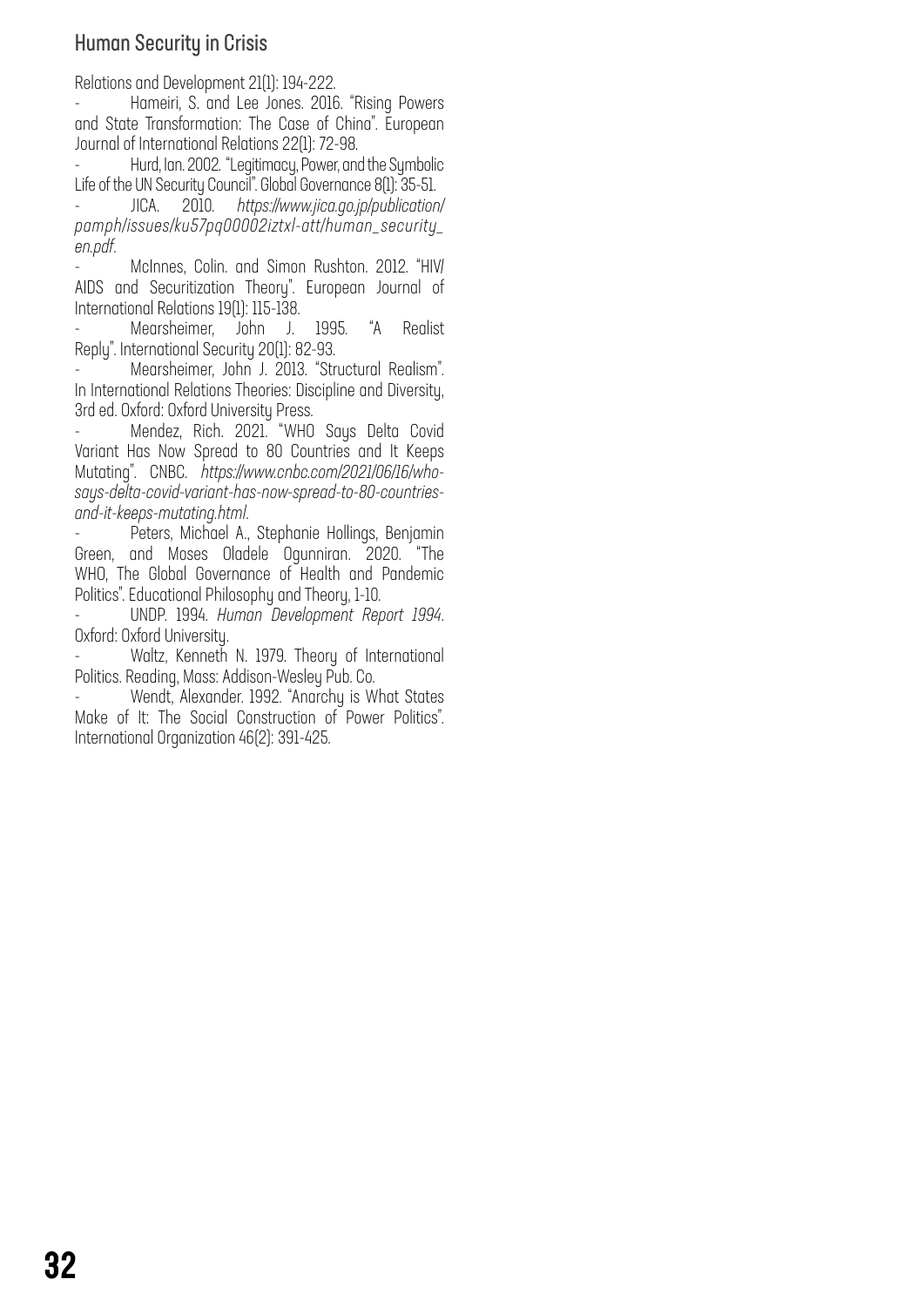Relations and Development 21(1): 194-222.

- Hameiri, S. and Lee Jones. 2016. "Rising Powers and State Transformation: The Case of China". European Journal of International Relations 22(1): 72-98.
- Hurd, Ian. 2002. "Legitimacy, Power, and the Symbolic Life of the UN Security Council". Global Governance 8(1): 35-51.
- JICA. 2010. *https://www.jica.go.jp/publication/pamph/issues/ku57pq00002iztxl-att/human_security_en.pdf*.
- McInnes, Colin. and Simon Rushton. 2012. "HIV/AIDS and Securitization Theory". European Journal of International Relations 19(1): 115-138.
- Mearsheimer, John J. 1995. "A Realist Reply". International Security 20(1): 82-93.
- Mearsheimer, John J. 2013. "Structural Realism". In International Relations Theories: Discipline and Diversity, 3rd ed. Oxford: Oxford University Press.
- Mendez, Rich. 2021. "WHO Says Delta Covid Variant Has Now Spread to 80 Countries and It Keeps Mutating". CNBC. *https://www.cnbc.com/2021/06/16/who-says-delta-covid-variant-has-now-spread-to-80-countries-and-it-keeps-mutating.html*.
- Peters, Michael A., Stephanie Hollings, Benjamin Green, and Moses Oladele Ogunniran. 2020. "The WHO, The Global Governance of Health and Pandemic Politics". Educational Philosophy and Theory, 1-10.
- UNDP. 1994. *Human Development Report 1994*. Oxford: Oxford University.
- Waltz, Kenneth N. 1979. Theory of International Politics. Reading, Mass: Addison-Wesley Pub. Co.
- Wendt, Alexander. 1992. "Anarchy is What States Make of It: The Social Construction of Power Politics". International Organization 46(2): 391-425.